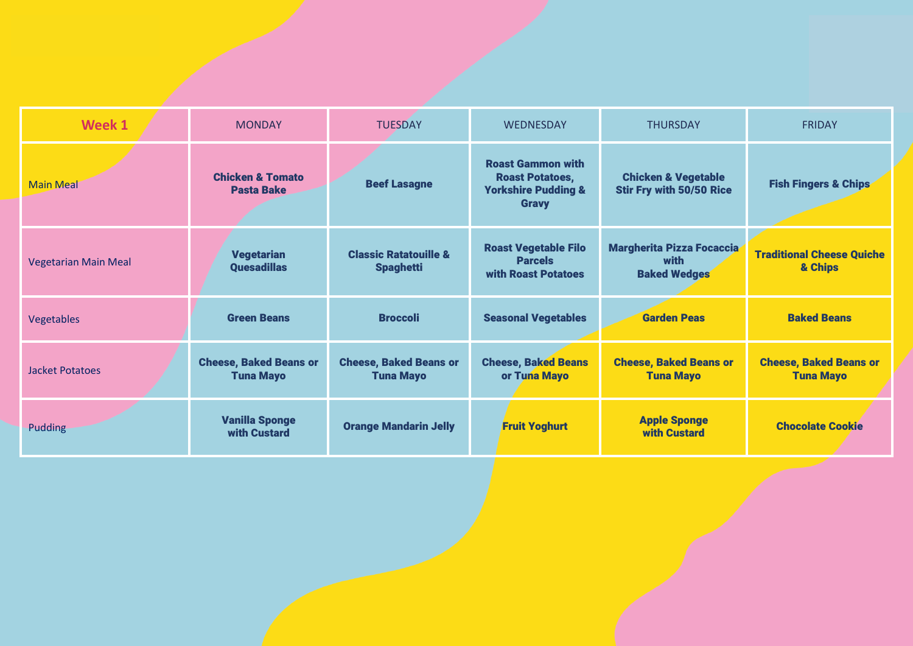| Week 1 | MONDAY | TUESDAY | WEDNESDAY | THURSDAY | FRIDAY |
|---|---|---|---|---|---|
| Main Meal | **Chicken & Tomato Pasta Bake** | **Beef Lasagne** | **Roast Gammon with Roast Potatoes, Yorkshire Pudding & Gravy** | **Chicken & Vegetable Stir Fry with 50/50 Rice** | **Fish Fingers & Chips** |
| Vegetarian Main Meal | **Vegetarian Quesadillas** | **Classic Ratatouille & Spaghetti** | **Roast Vegetable Filo Parcels with Roast Potatoes** | **Margherita Pizza Focaccia with Baked Wedges** | **Traditional Cheese Quiche & Chips** |
| Vegetables | **Green Beans** | **Broccoli** | **Seasonal Vegetables** | **Garden Peas** | **Baked Beans** |
| Jacket Potatoes | **Cheese, Baked Beans or Tuna Mayo** | **Cheese, Baked Beans or Tuna Mayo** | **Cheese, Baked Beans or Tuna Mayo** | **Cheese, Baked Beans or Tuna Mayo** | **Cheese, Baked Beans or Tuna Mayo** |
| Pudding | **Vanilla Sponge with Custard** | **Orange Mandarin Jelly** | **Fruit Yoghurt** | **Apple Sponge with Custard** | **Chocolate Cookie** |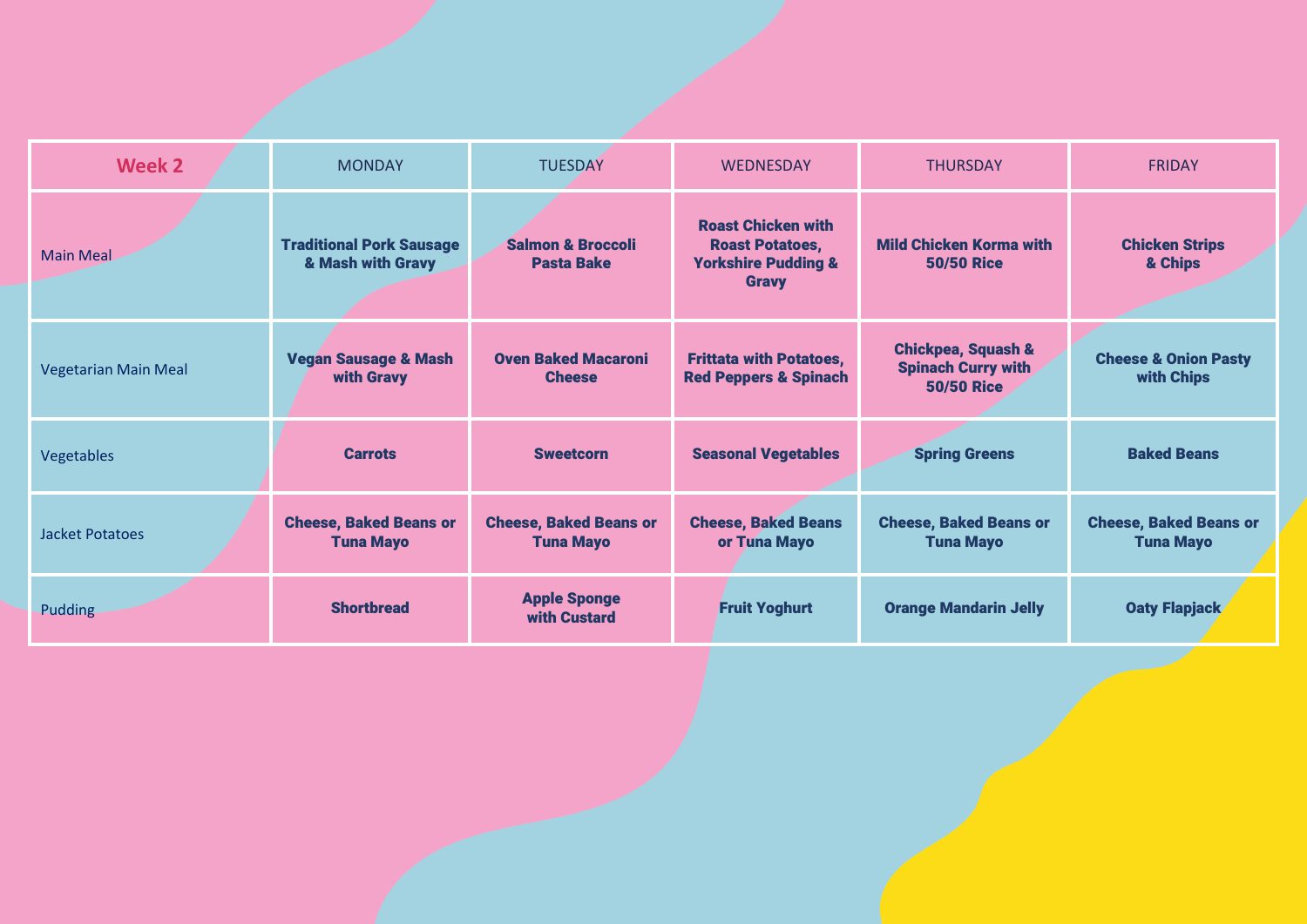| Week 2 | MONDAY | TUESDAY | WEDNESDAY | THURSDAY | FRIDAY |
| --- | --- | --- | --- | --- | --- |
| Main Meal | **Traditional Pork Sausage & Mash with Gravy** | **Salmon & Broccoli Pasta Bake** | **Roast Chicken with Roast Potatoes, Yorkshire Pudding & Gravy** | **Mild Chicken Korma with 50/50 Rice** | **Chicken Strips & Chips** |
| Vegetarian Main Meal | **Vegan Sausage & Mash with Gravy** | **Oven Baked Macaroni Cheese** | **Frittata with Potatoes, Red Peppers & Spinach** | **Chickpea, Squash & Spinach Curry with 50/50 Rice** | **Cheese & Onion Pasty with Chips** |
| Vegetables | **Carrots** | **Sweetcorn** | **Seasonal Vegetables** | **Spring Greens** | **Baked Beans** |
| Jacket Potatoes | **Cheese, Baked Beans or Tuna Mayo** | **Cheese, Baked Beans or Tuna Mayo** | **Cheese, Baked Beans or Tuna Mayo** | **Cheese, Baked Beans or Tuna Mayo** | **Cheese, Baked Beans or Tuna Mayo** |
| Pudding | **Shortbread** | **Apple Sponge with Custard** | **Fruit Yoghurt** | **Orange Mandarin Jelly** | **Oaty Flapjack** |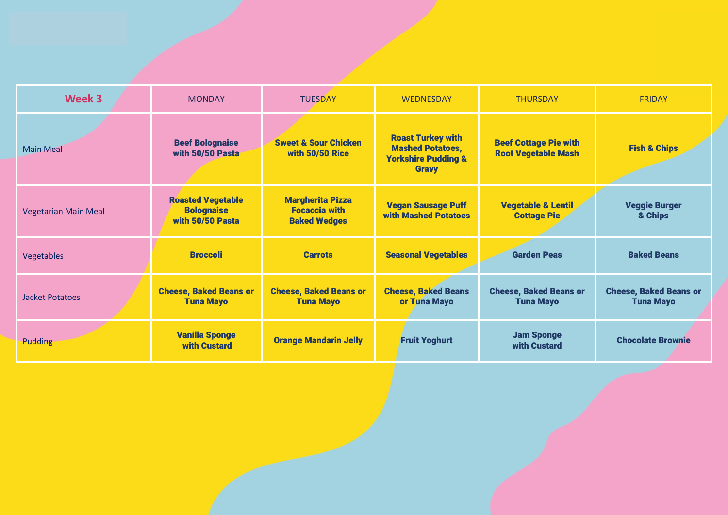| Week 3 | MONDAY | TUESDAY | WEDNESDAY | THURSDAY | FRIDAY |
|---|---|---|---|---|---|
| Main Meal | **Beef Bolognaise with 50/50 Pasta** | **Sweet & Sour Chicken with 50/50 Rice** | **Roast Turkey with Mashed Potatoes, Yorkshire Pudding & Gravy** | **Beef Cottage Pie with Root Vegetable Mash** | **Fish & Chips** |
| Vegetarian Main Meal | **Roasted Vegetable Bolognaise with 50/50 Pasta** | **Margherita Pizza Focaccia with Baked Wedges** | **Vegan Sausage Puff with Mashed Potatoes** | **Vegetable & Lentil Cottage Pie** | **Veggie Burger & Chips** |
| Vegetables | **Broccoli** | **Carrots** | **Seasonal Vegetables** | **Garden Peas** | **Baked Beans** |
| Jacket Potatoes | **Cheese, Baked Beans or Tuna Mayo** | **Cheese, Baked Beans or Tuna Mayo** | **Cheese, Baked Beans or Tuna Mayo** | **Cheese, Baked Beans or Tuna Mayo** | **Cheese, Baked Beans or Tuna Mayo** |
| Pudding | **Vanilla Sponge with Custard** | **Orange Mandarin Jelly** | **Fruit Yoghurt** | **Jam Sponge with Custard** | **Chocolate Brownie** |